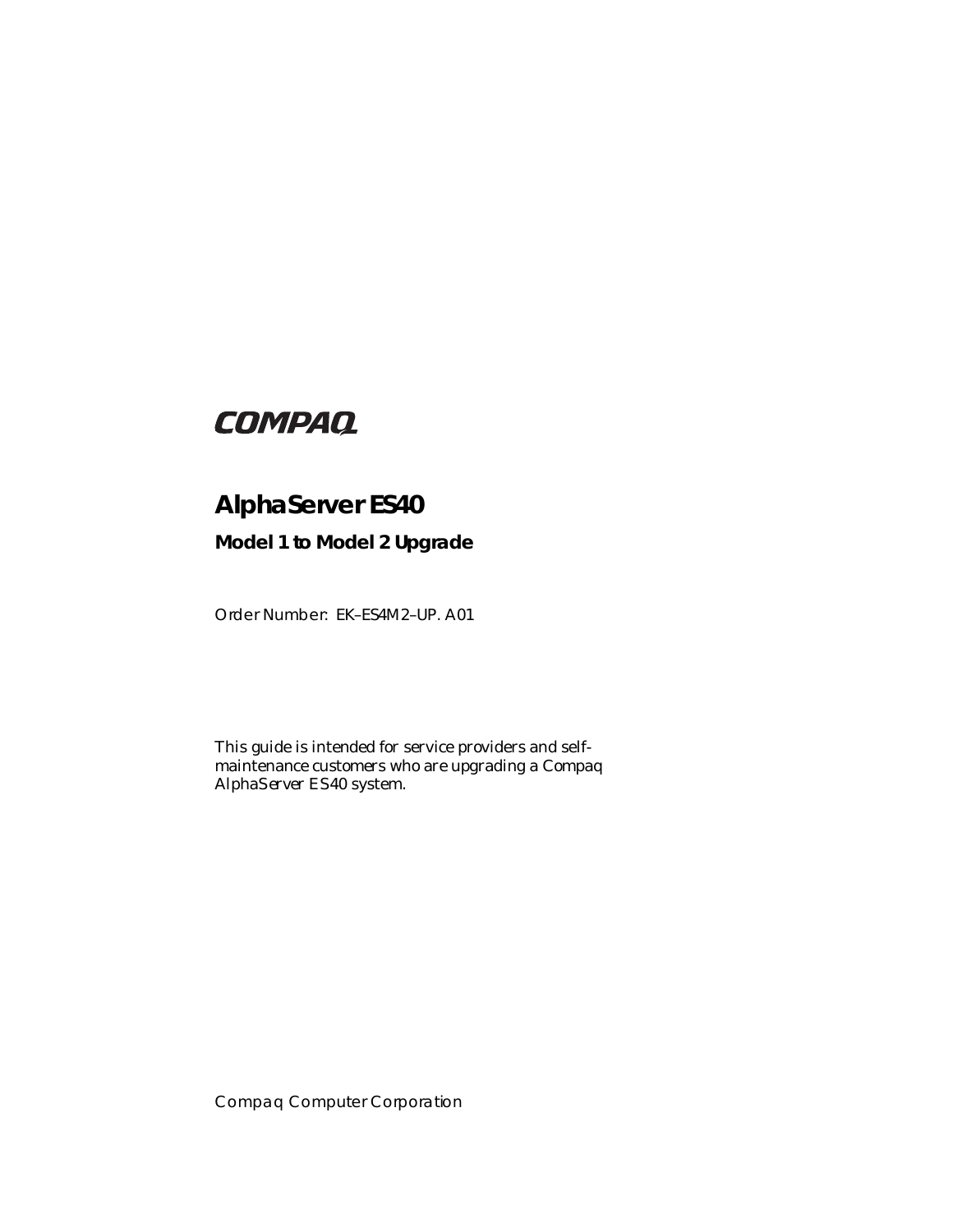COMPAQ

# AlphaServer ES40

## Model 1 to Model 2 Upgrade

Order Number: EK–ES4M2–UP. A01

This guide is intended for service providers and self-maintenance customers who are upgrading a Compaq AlphaServer ES40 system.

Compaq Computer Corporation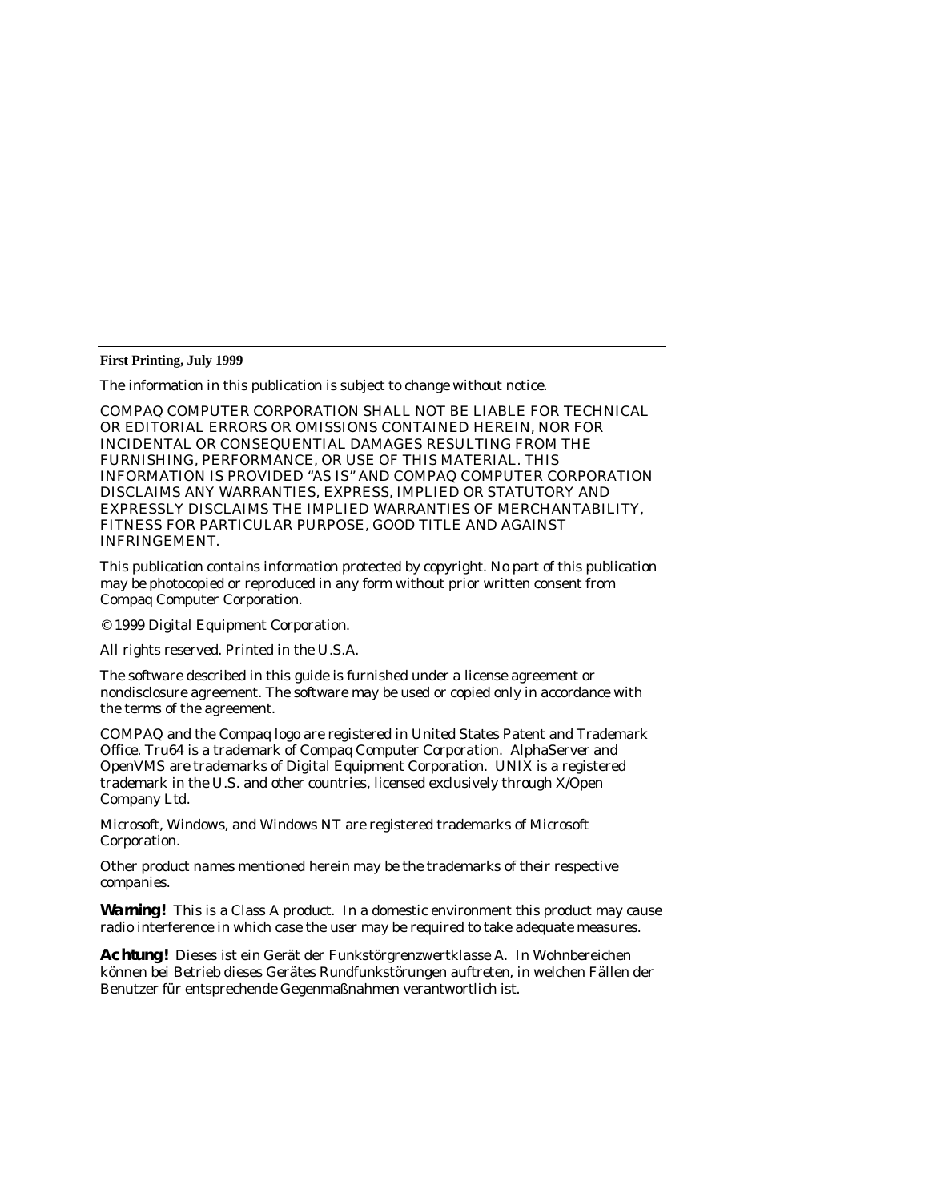**First Printing, July 1999**

The information in this publication is subject to change without notice.

COMPAQ COMPUTER CORPORATION SHALL NOT BE LIABLE FOR TECHNICAL OR EDITORIAL ERRORS OR OMISSIONS CONTAINED HEREIN, NOR FOR INCIDENTAL OR CONSEQUENTIAL DAMAGES RESULTING FROM THE FURNISHING, PERFORMANCE, OR USE OF THIS MATERIAL. THIS INFORMATION IS PROVIDED "AS IS" AND COMPAQ COMPUTER CORPORATION DISCLAIMS ANY WARRANTIES, EXPRESS, IMPLIED OR STATUTORY AND EXPRESSLY DISCLAIMS THE IMPLIED WARRANTIES OF MERCHANTABILITY, FITNESS FOR PARTICULAR PURPOSE, GOOD TITLE AND AGAINST INFRINGEMENT.

This publication contains information protected by copyright. No part of this publication may be photocopied or reproduced in any form without prior written consent from Compaq Computer Corporation.

© 1999 Digital Equipment Corporation.

All rights reserved. Printed in the U.S.A.

The software described in this guide is furnished under a license agreement or nondisclosure agreement. The software may be used or copied only in accordance with the terms of the agreement.

COMPAQ and the Compaq logo are registered in United States Patent and Trademark Office. Tru64 is a trademark of Compaq Computer Corporation. AlphaServer and OpenVMS are trademarks of Digital Equipment Corporation. UNIX is a registered trademark in the U.S. and other countries, licensed exclusively through X/Open Company Ltd.

Microsoft, Windows, and Windows NT are registered trademarks of Microsoft Corporation.

Other product names mentioned herein may be the trademarks of their respective companies.

**Warning!** This is a Class A product. In a domestic environment this product may cause radio interference in which case the user may be required to take adequate measures.

**Achtung!** Dieses ist ein Gerät der Funkstörgrenzwertklasse A. In Wohnbereichen können bei Betrieb dieses Gerätes Rundfunkstörungen auftreten, in welchen Fällen der Benutzer für entsprechende Gegenmaßnahmen verantwortlich ist.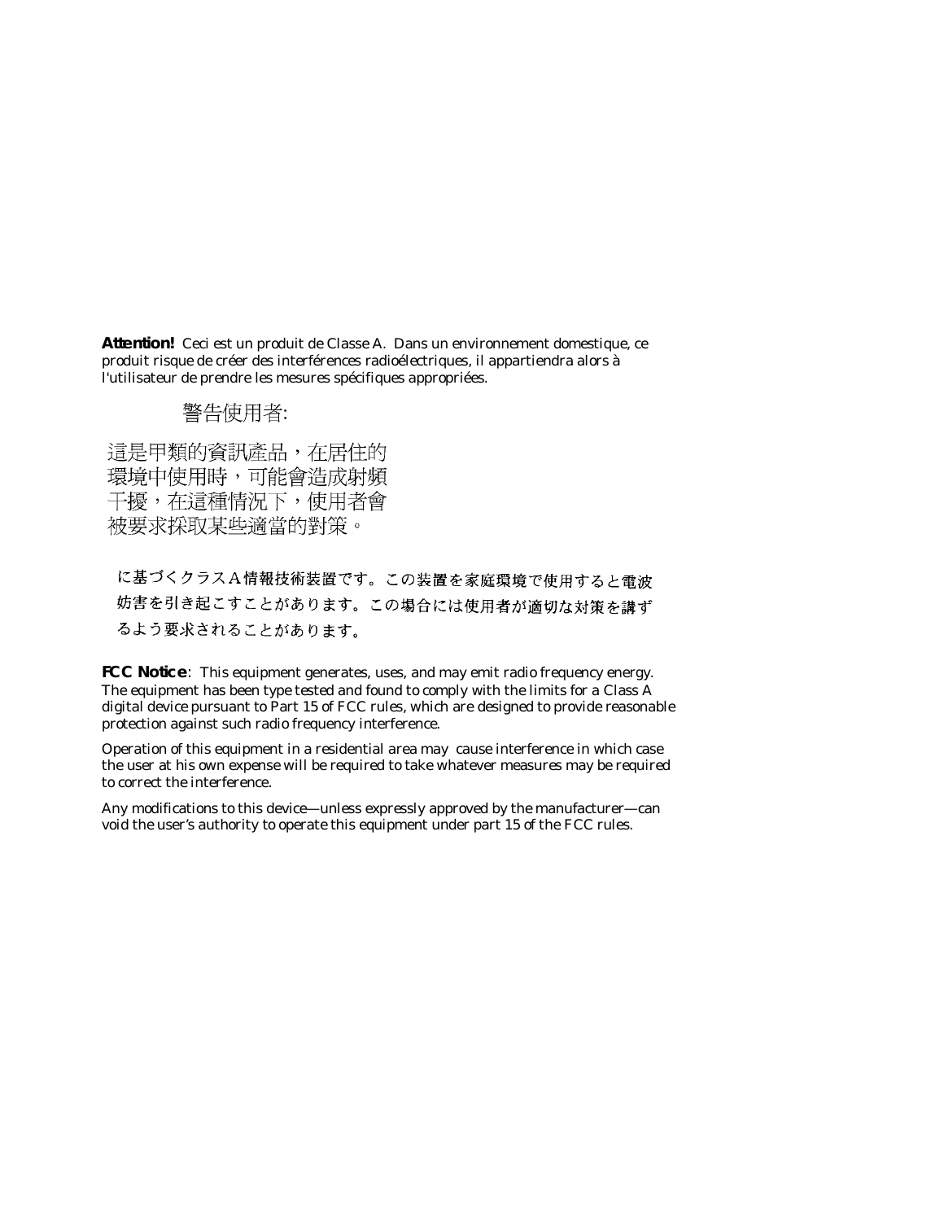**Attention!** Ceci est un produit de Classe A. Dans un environnement domestique, ce produit risque de créer des interférences radioélectriques, il appartiendra alors à l'utilisateur de prendre les mesures spécifiques appropriées.

警告使用者:

這是甲類的資訊產品，在居住的環境中使用時，可能會造成射頻干擾，在這種情況下，使用者會被要求採取某些適當的對策。

に基づくクラスA情報技術装置です。この装置を家庭環境で使用すると電波妨害を引き起こすことがあります。この場合には使用者が適切な対策を講ずるよう要求されることがあります。

**FCC Notice**: This equipment generates, uses, and may emit radio frequency energy. The equipment has been type tested and found to comply with the limits for a Class A digital device pursuant to Part 15 of FCC rules, which are designed to provide reasonable protection against such radio frequency interference.

Operation of this equipment in a residential area may cause interference in which case the user at his own expense will be required to take whatever measures may be required to correct the interference.

Any modifications to this device—unless expressly approved by the manufacturer—can void the user's authority to operate this equipment under part 15 of the FCC rules.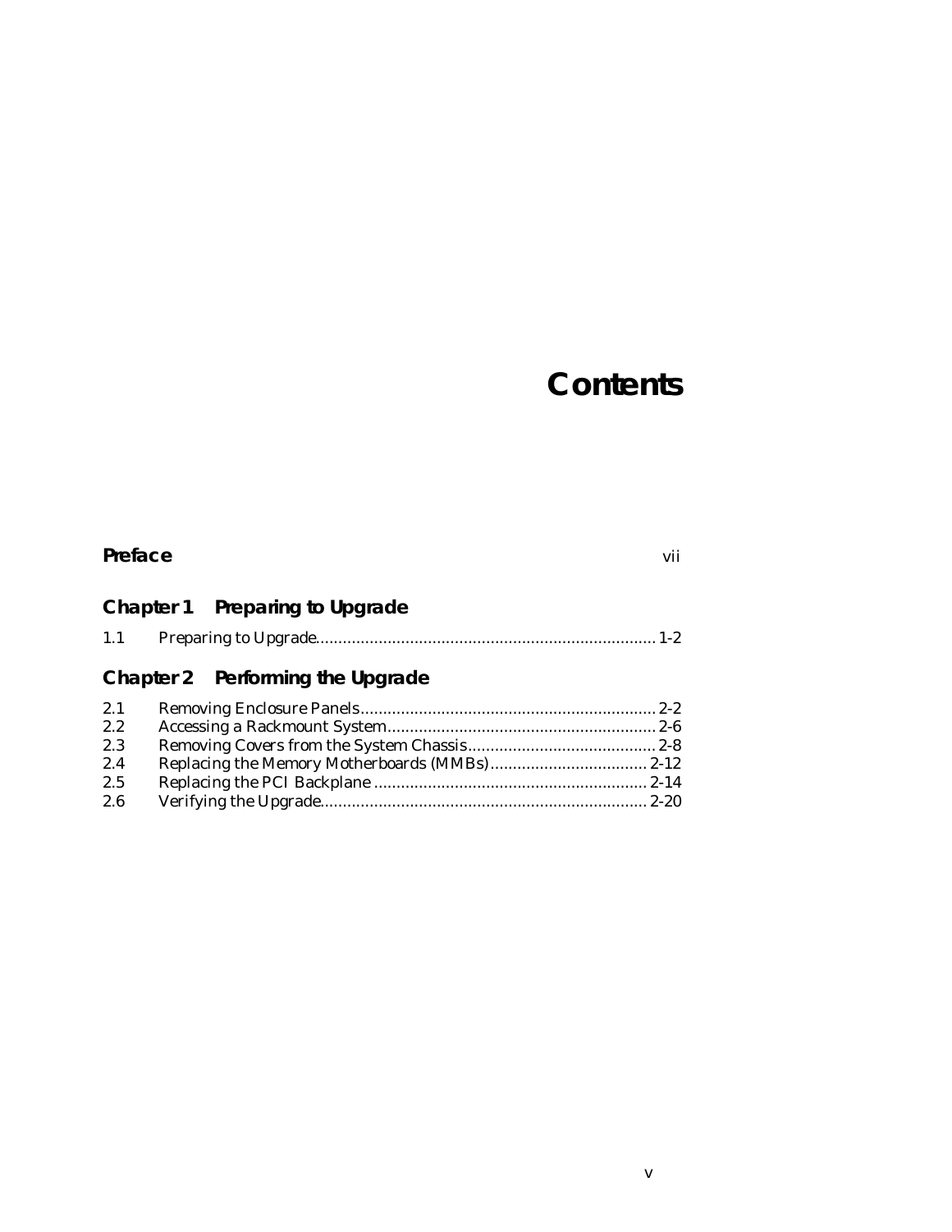# Contents

**Preface** vii

## Chapter 1 Preparing to Upgrade

1.1 Preparing to Upgrade........................................................................... 1-2

## Chapter 2 Performing the Upgrade

2.1 Removing Enclosure Panels.................................................................. 2-2
2.2 Accessing a Rackmount System............................................................ 2-6
2.3 Removing Covers from the System Chassis.......................................... 2-8
2.4 Replacing the Memory Motherboards (MMBs)................................... 2-12
2.5 Replacing the PCI Backplane ............................................................. 2-14
2.6 Verifying the Upgrade......................................................................... 2-20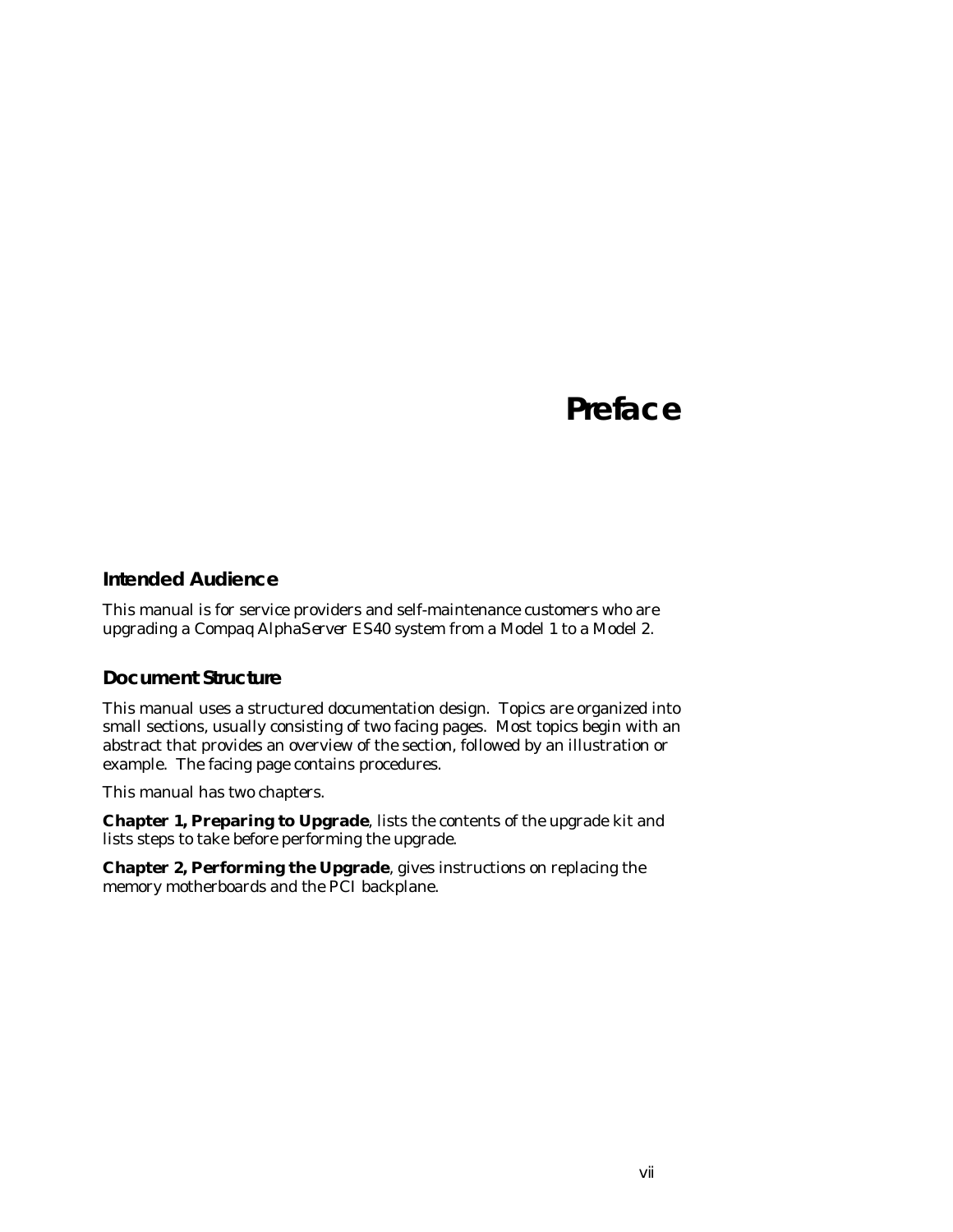# Preface

## Intended Audience

This manual is for service providers and self-maintenance customers who are upgrading a Compaq *AlphaServer* ES40 system from a Model 1 to a Model 2.

## Document Structure

This manual uses a structured documentation design. Topics are organized into small sections, usually consisting of two facing pages. Most topics begin with an abstract that provides an overview of the section, followed by an illustration or example. The facing page contains procedures.

This manual has two chapters.

**Chapter 1, Preparing to Upgrade**, lists the contents of the upgrade kit and lists steps to take before performing the upgrade.

**Chapter 2, Performing the Upgrade**, gives instructions on replacing the memory motherboards and the PCI backplane.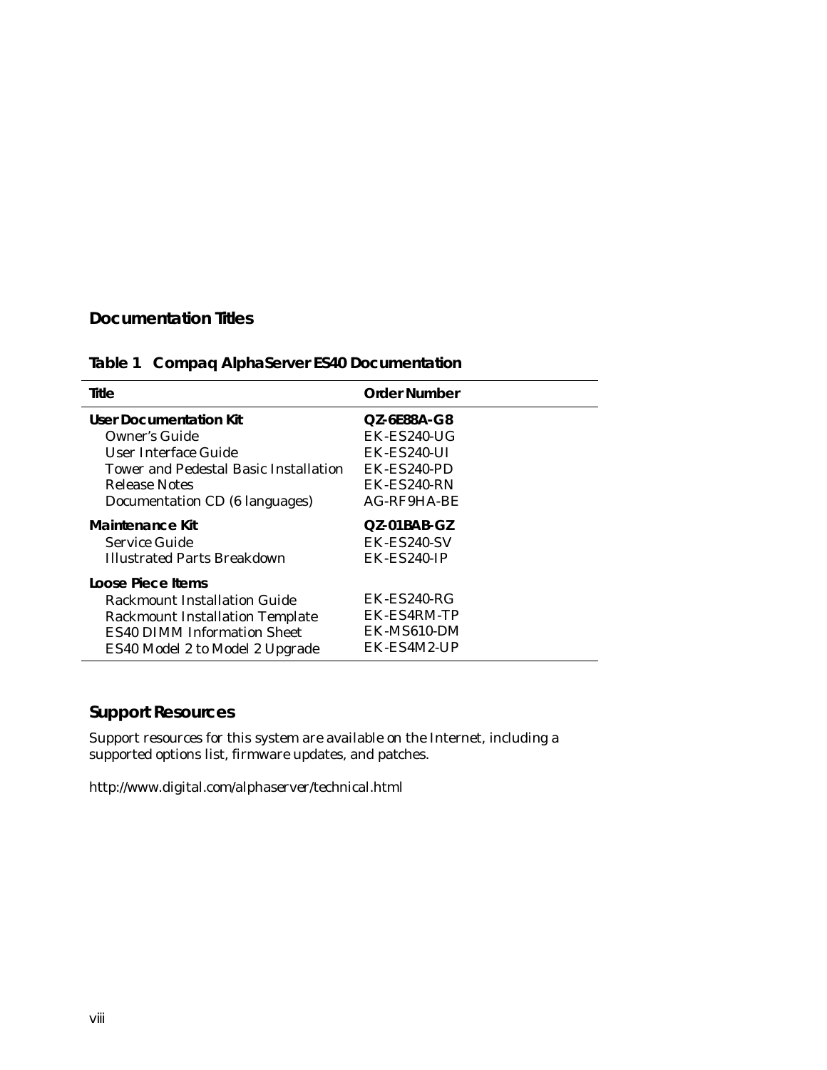## Documentation Titles

**Table 1 Compaq AlphaServer ES40 Documentation**

| Title | Order Number |
|---|---|
| **User Documentation Kit** | **QZ-6E88A-G8** |
| Owner's Guide | EK-ES240-UG |
| User Interface Guide | EK-ES240-UI |
| Tower and Pedestal Basic Installation | EK-ES240-PD |
| Release Notes | EK-ES240-RN |
| Documentation CD (6 languages) | AG-RF9HA-BE |
| **Maintenance Kit** | **QZ-01BAB-GZ** |
| Service Guide | EK-ES240-SV |
| Illustrated Parts Breakdown | EK-ES240-IP |
| **Loose Piece Items** | |
| Rackmount Installation Guide | EK-ES240-RG |
| Rackmount Installation Template | EK-ES4RM-TP |
| ES40 DIMM Information Sheet | EK-MS610-DM |
| ES40 Model 2 to Model 2 Upgrade | EK-ES4M2-UP |

## Support Resources

Support resources for this system are available on the Internet, including a supported options list, firmware updates, and patches.

http://www.digital.com/alphaserver/technical.html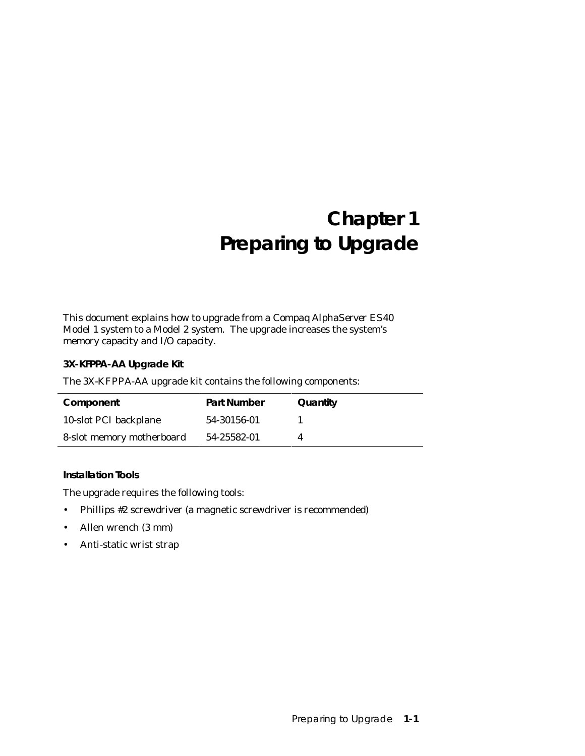# Chapter 1
# Preparing to Upgrade

This document explains how to upgrade from a Compaq AlphaServer ES40 Model 1 system to a Model 2 system. The upgrade increases the system's memory capacity and I/O capacity.

### 3X-KFPPA-AA Upgrade Kit

The 3X-KFPPA-AA upgrade kit contains the following components:

| Component | Part Number | Quantity |
| --- | --- | --- |
| 10-slot PCI backplane | 54-30156-01 | 1 |
| 8-slot memory motherboard | 54-25582-01 | 4 |

### Installation Tools

The upgrade requires the following tools:

- Phillips #2 screwdriver (a magnetic screwdriver is recommended)
- Allen wrench (3 mm)
- Anti-static wrist strap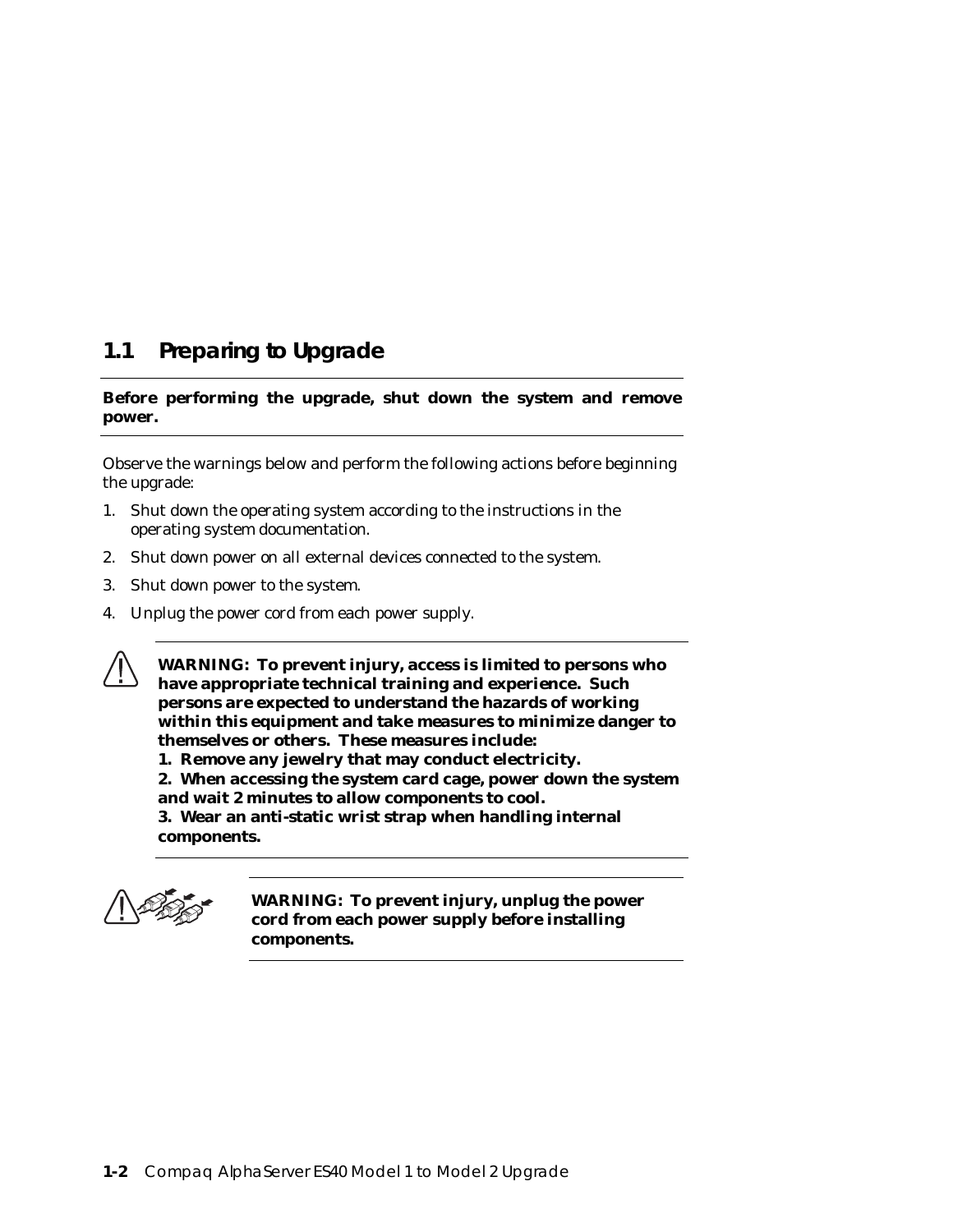## 1.1 Preparing to Upgrade

---

**Before performing the upgrade, shut down the system and remove power.**

---

Observe the warnings below and perform the following actions before beginning the upgrade:

1. Shut down the operating system according to the instructions in the operating system documentation.
2. Shut down power on all external devices connected to the system.
3. Shut down power to the system.
4. Unplug the power cord from each power supply.

---

**WARNING: To prevent injury, access is limited to persons who have appropriate technical training and experience. Such persons are expected to understand the hazards of working within this equipment and take measures to minimize danger to themselves or others. These measures include:**
**1. Remove any jewelry that may conduct electricity.**
**2. When accessing the system card cage, power down the system and wait 2 minutes to allow components to cool.**
**3. Wear an anti-static wrist strap when handling internal components.**

---

**WARNING: To prevent injury, unplug the power cord from each power supply before installing components.**

---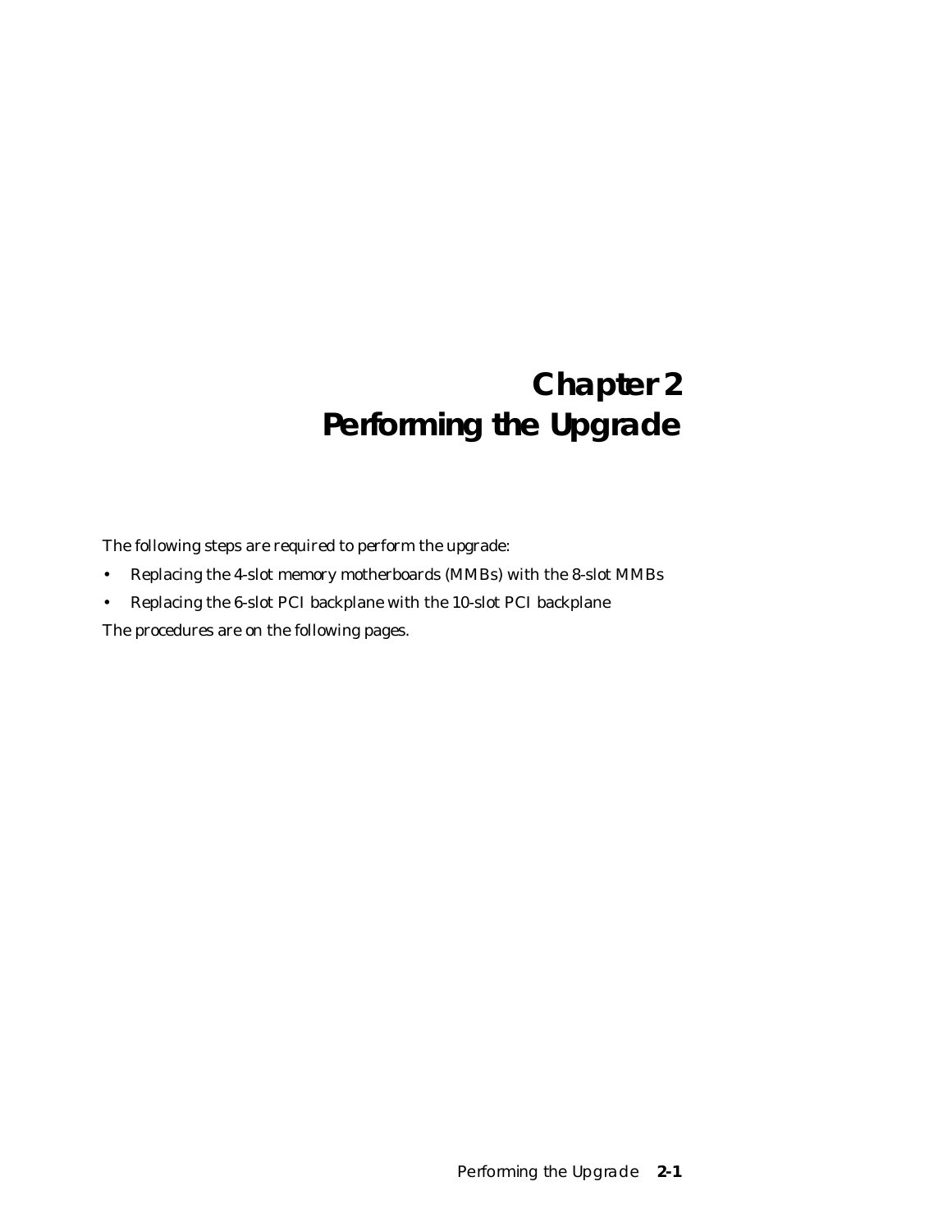# Chapter 2
# Performing the Upgrade

The following steps are required to perform the upgrade:

- Replacing the 4-slot memory motherboards (MMBs) with the 8-slot MMBs
- Replacing the 6-slot PCI backplane with the 10-slot PCI backplane

The procedures are on the following pages.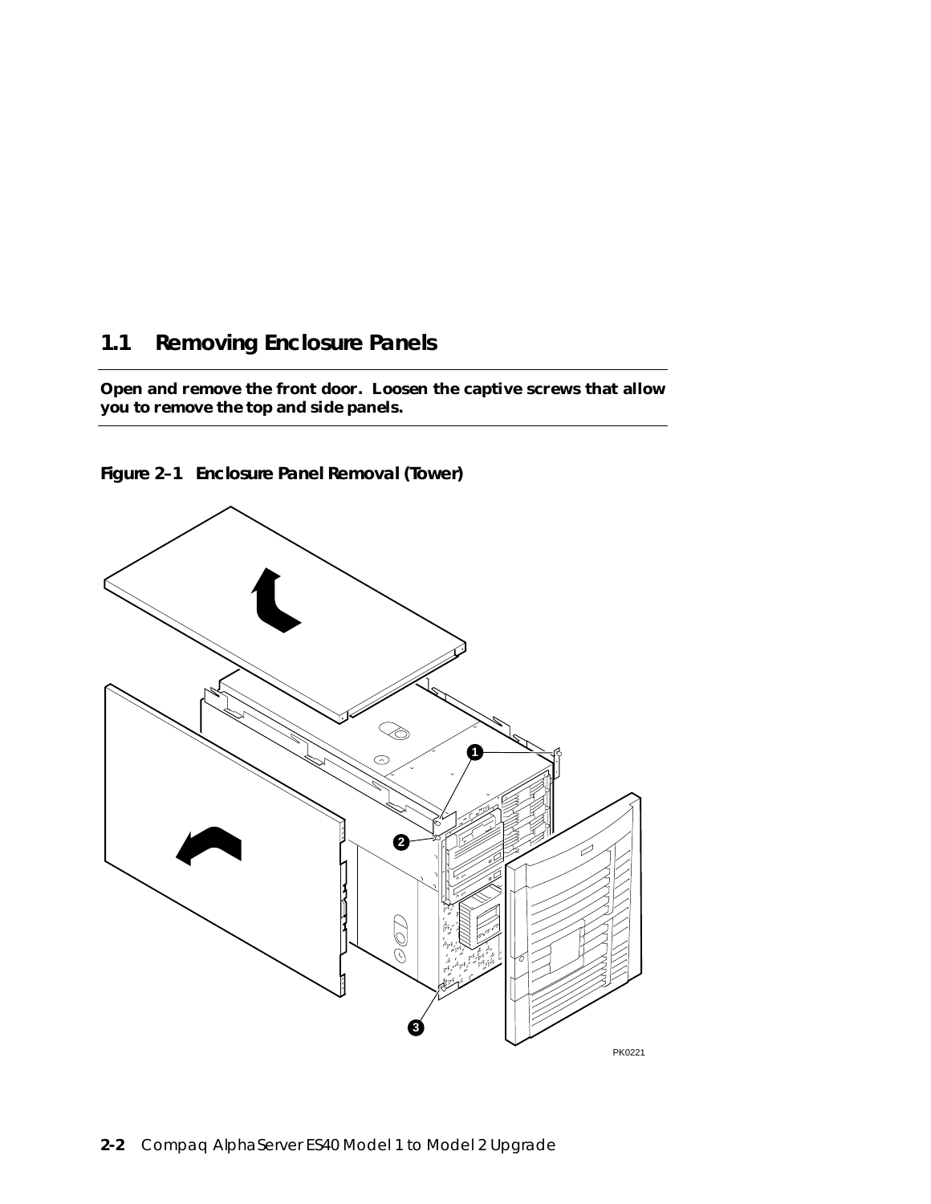## 1.1 Removing Enclosure Panels

**Open and remove the front door. Loosen the captive screws that allow you to remove the top and side panels.**

**Figure 2–1 Enclosure Panel Removal (Tower)**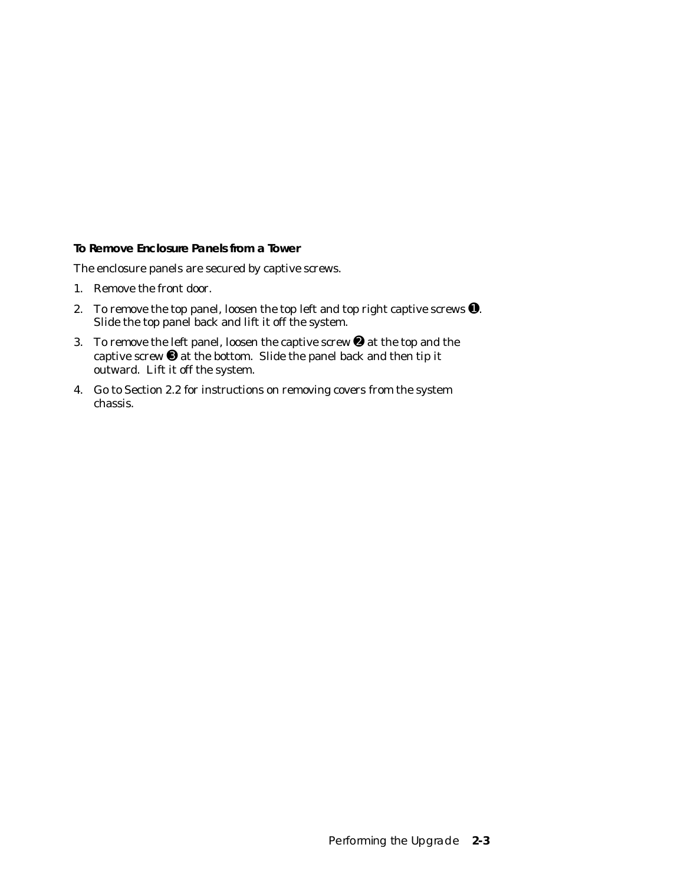### To Remove Enclosure Panels from a Tower

The enclosure panels are secured by captive screws.

1. Remove the front door.
2. To remove the top panel, loosen the top left and top right captive screws ❶. Slide the top panel back and lift it off the system.
3. To remove the left panel, loosen the captive screw ❷ at the top and the captive screw ❸ at the bottom. Slide the panel back and then tip it outward. Lift it off the system.
4. Go to Section 2.2 for instructions on removing covers from the system chassis.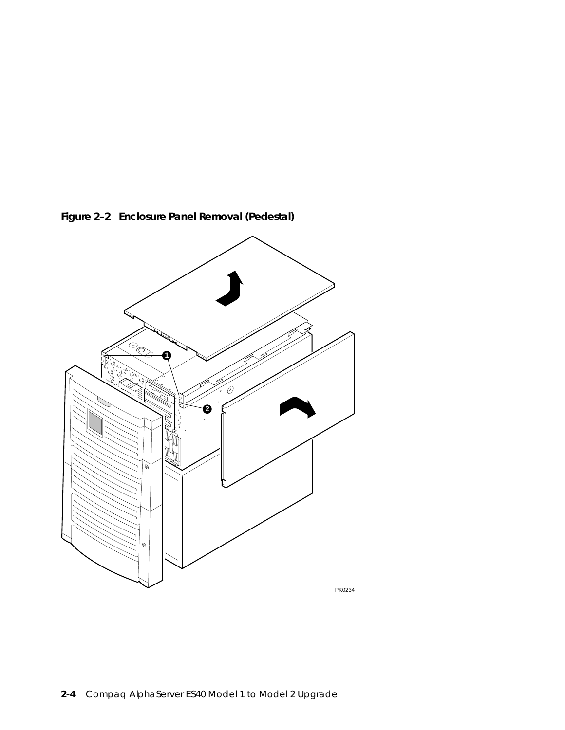**Figure 2–2 Enclosure Panel Removal (Pedestal)**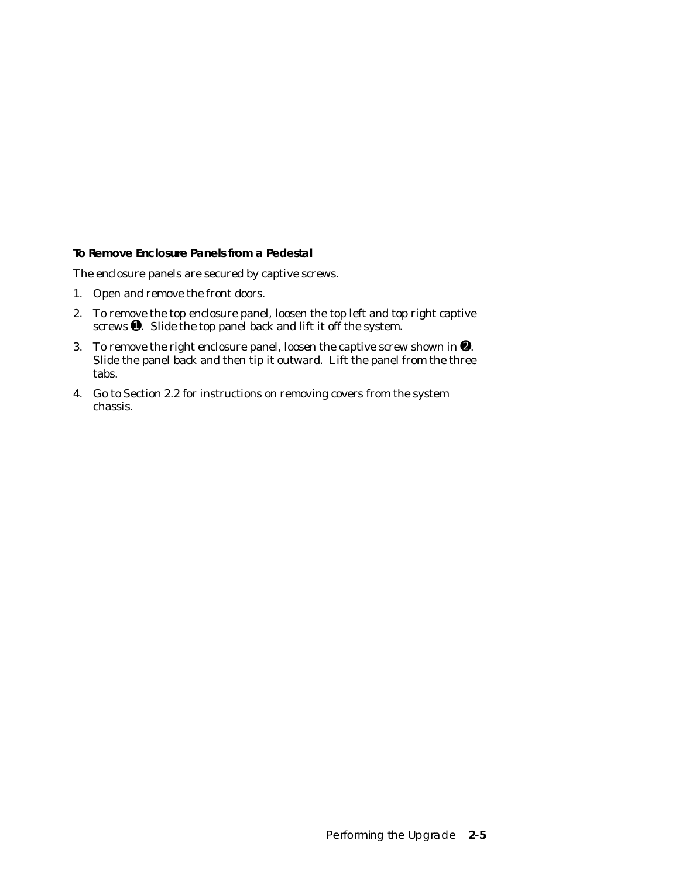**To Remove Enclosure Panels from a Pedestal**

The enclosure panels are secured by captive screws.

1. Open and remove the front doors.
2. To remove the top enclosure panel, loosen the top left and top right captive screws ➊. Slide the top panel back and lift it off the system.
3. To remove the right enclosure panel, loosen the captive screw shown in ➋. Slide the panel back and then tip it outward. Lift the panel from the three tabs.
4. Go to Section 2.2 for instructions on removing covers from the system chassis.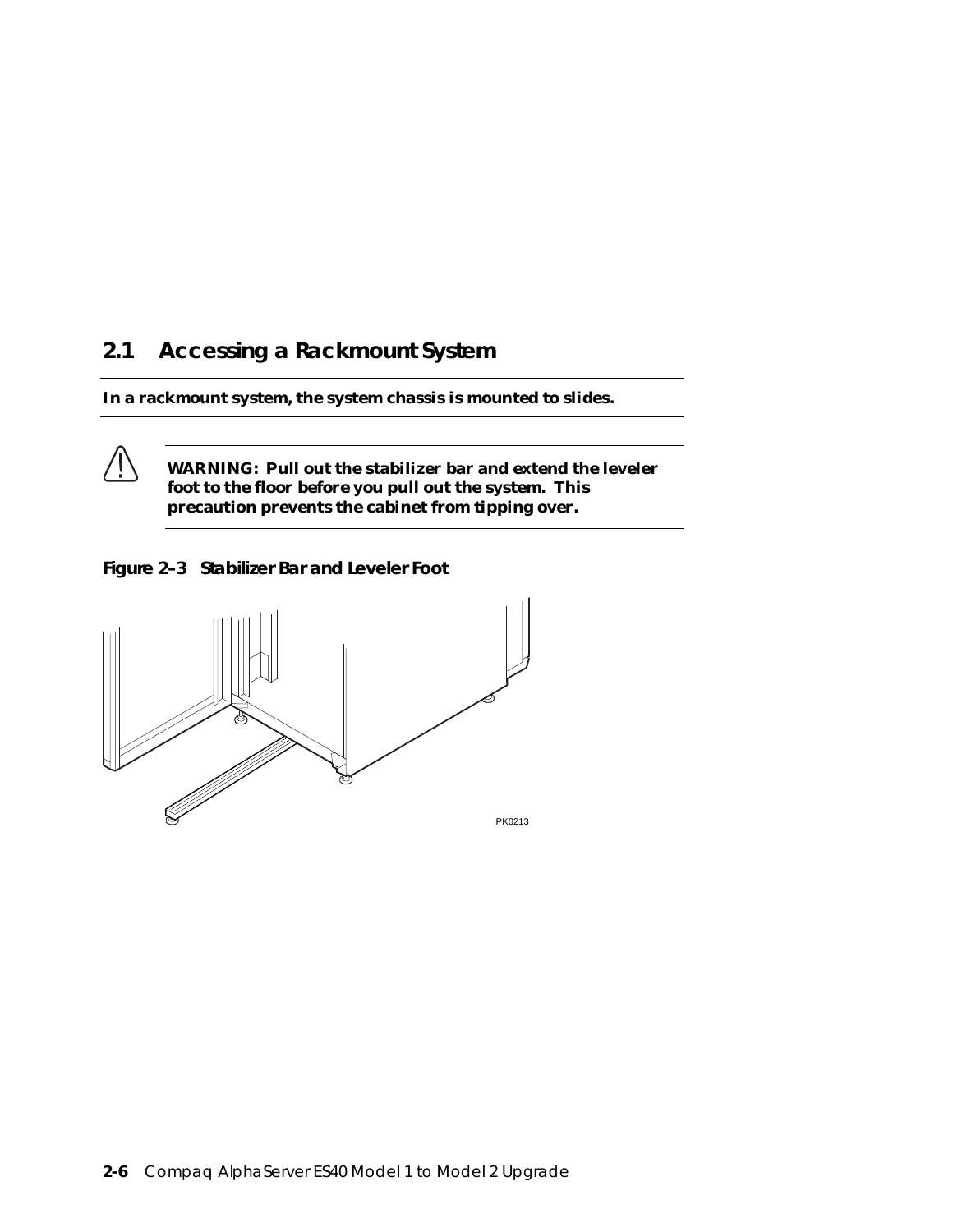## 2.1 Accessing a Rackmount System

**In a rackmount system, the system chassis is mounted to slides.**

**WARNING: Pull out the stabilizer bar and extend the leveler foot to the floor before you pull out the system. This precaution prevents the cabinet from tipping over.**

**Figure 2–3 Stabilizer Bar and Leveler Foot**

PK0213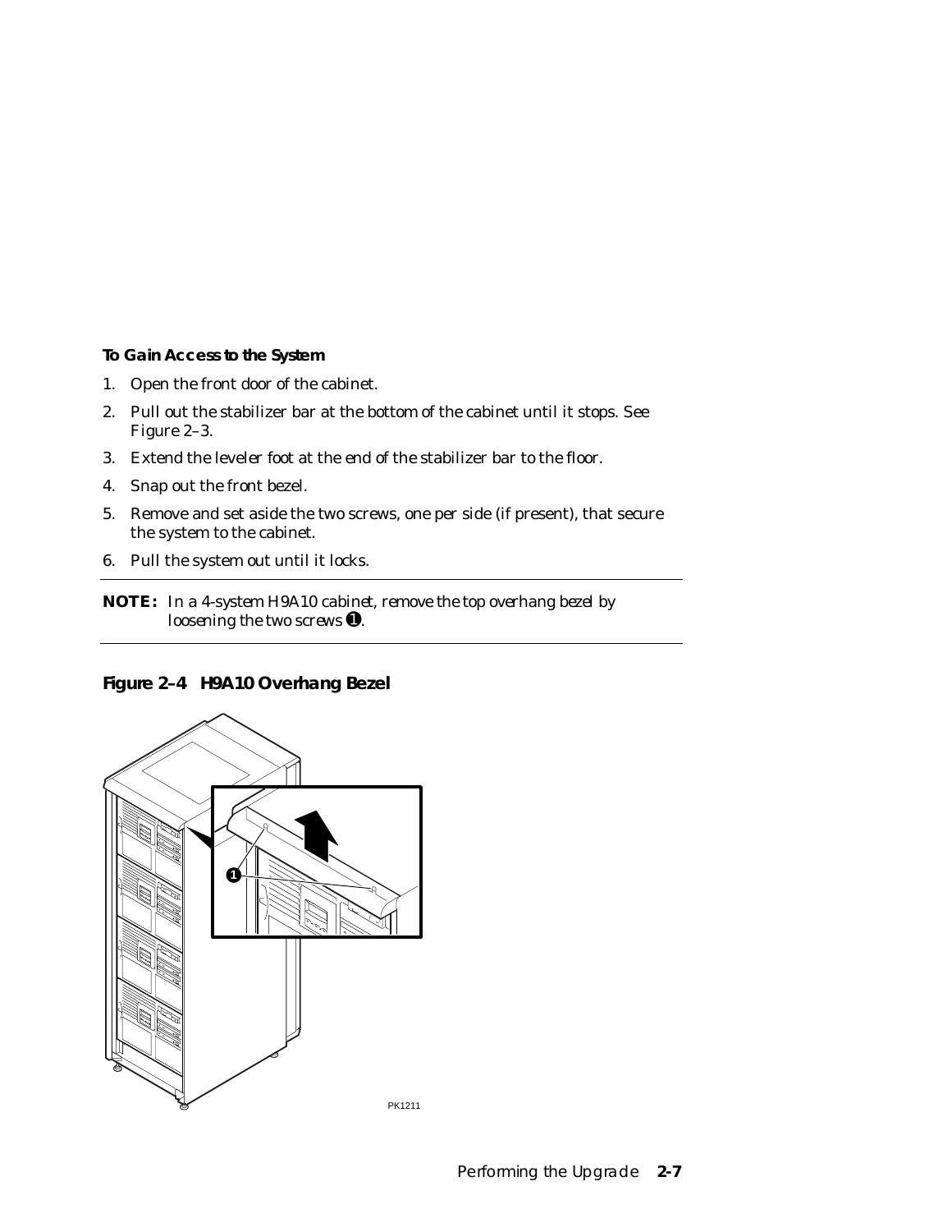**To Gain Access to the System**

1. Open the front door of the cabinet.
2. Pull out the stabilizer bar at the bottom of the cabinet until it stops. See Figure 2–3.
3. Extend the leveler foot at the end of the stabilizer bar to the floor.
4. Snap out the front bezel.
5. Remove and set aside the two screws, one per side (if present), that secure the system to the cabinet.
6. Pull the system out until it locks.

---

**NOTE:** *In a 4-system H9A10 cabinet, remove the top overhang bezel by loosening the two screws ❶.*

---

**Figure 2–4 H9A10 Overhang Bezel**

PK1211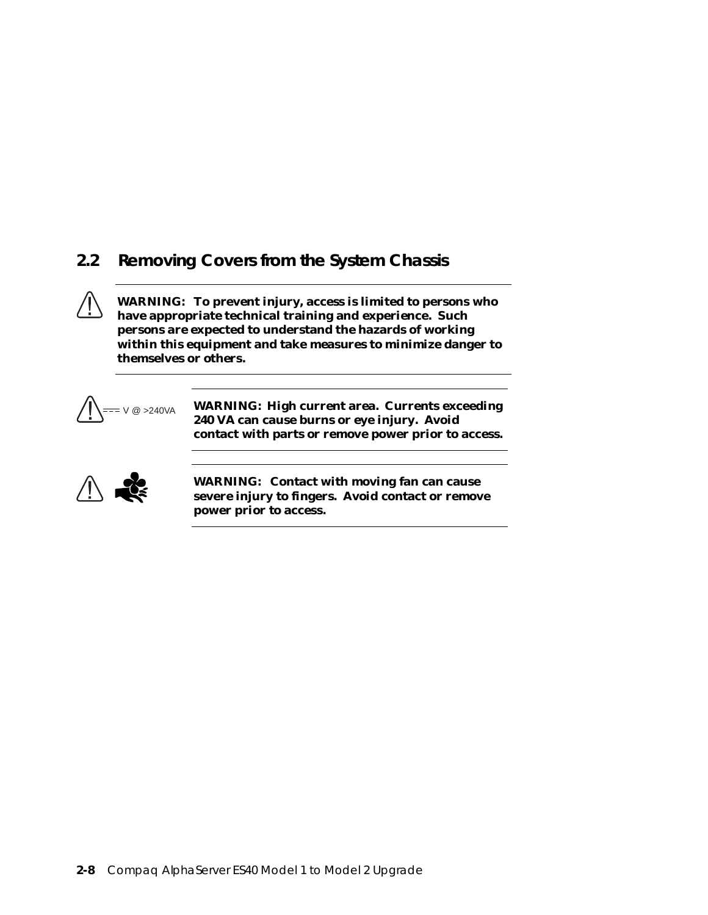## 2.2 Removing Covers from the System Chassis

**WARNING: To prevent injury, access is limited to persons who have appropriate technical training and experience. Such persons are expected to understand the hazards of working within this equipment and take measures to minimize danger to themselves or others.**

=== V @ >240VA

**WARNING: High current area. Currents exceeding 240 VA can cause burns or eye injury. Avoid contact with parts or remove power prior to access.**

**WARNING: Contact with moving fan can cause severe injury to fingers. Avoid contact or remove power prior to access.**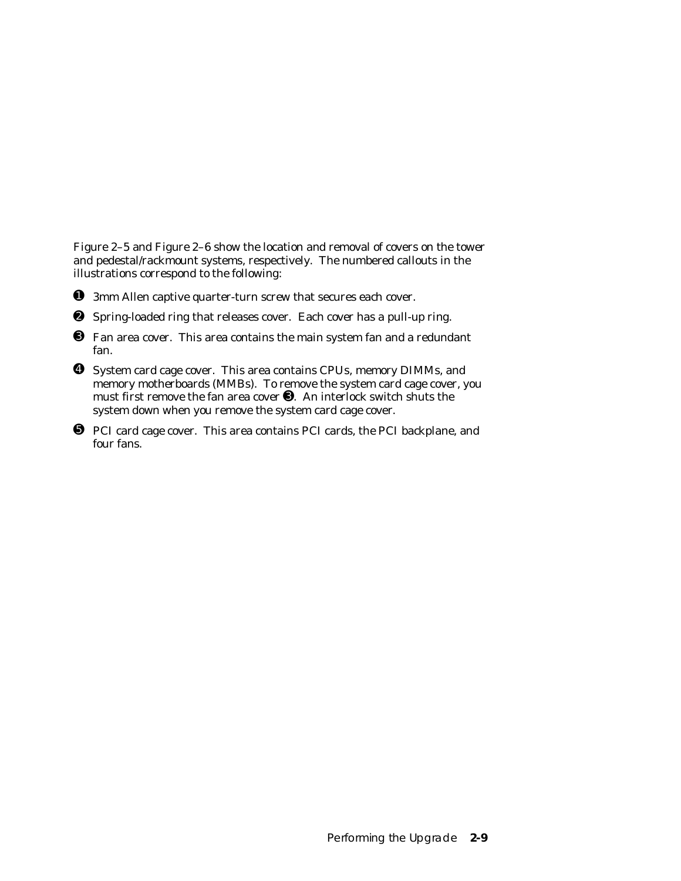Figure 2–5 and Figure 2–6 show the location and removal of covers on the tower and pedestal/rackmount systems, respectively. The numbered callouts in the illustrations correspond to the following:

➊ 3mm Allen captive quarter-turn screw that secures each cover.

➋ Spring-loaded ring that releases cover. Each cover has a pull-up ring.

➌ Fan area cover. This area contains the main system fan and a redundant fan.

➍ System card cage cover. This area contains CPUs, memory DIMMs, and memory motherboards (MMBs). To remove the system card cage cover, you must first remove the fan area cover ➌. An interlock switch shuts the system down when you remove the system card cage cover.

➎ PCI card cage cover. This area contains PCI cards, the PCI backplane, and four fans.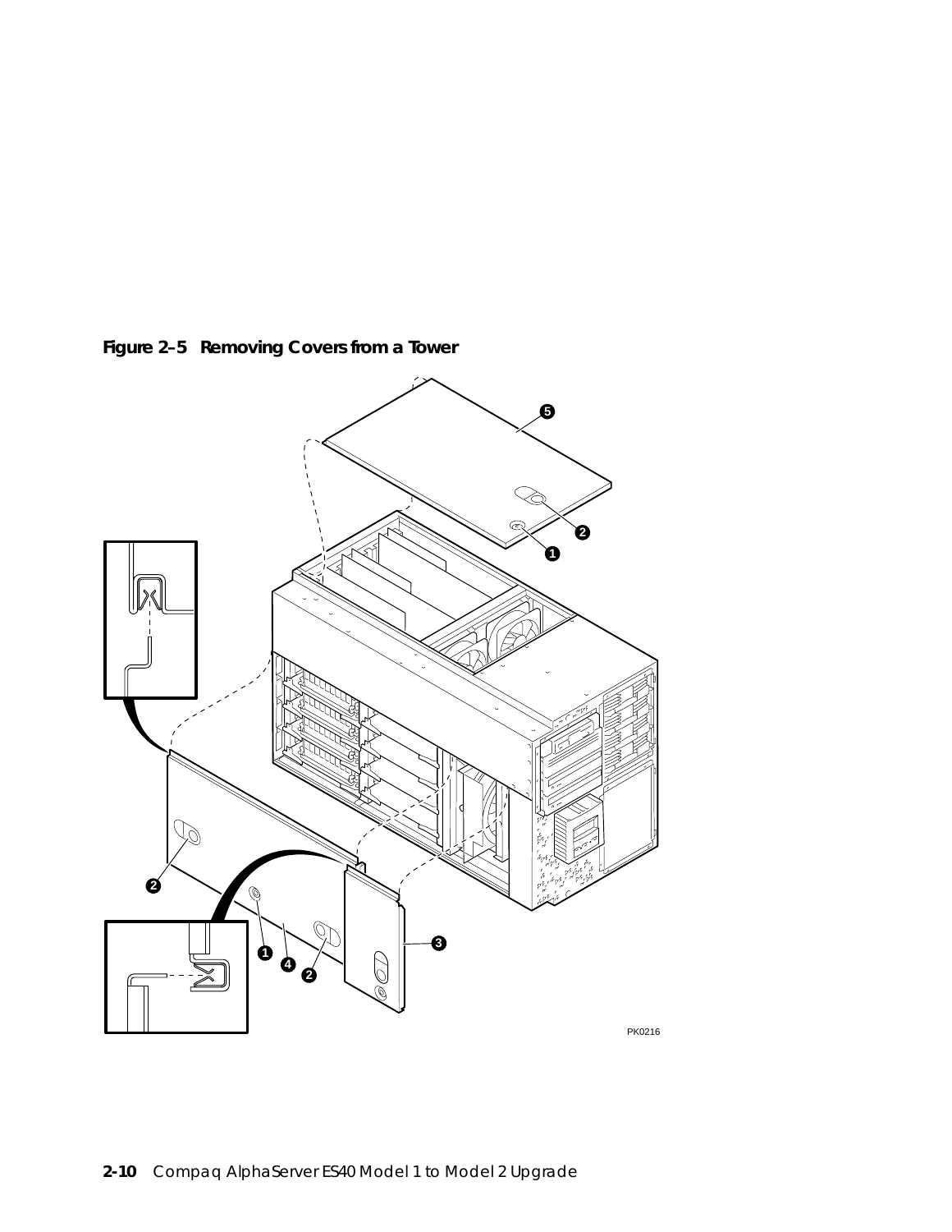**Figure 2–5 Removing Covers from a Tower**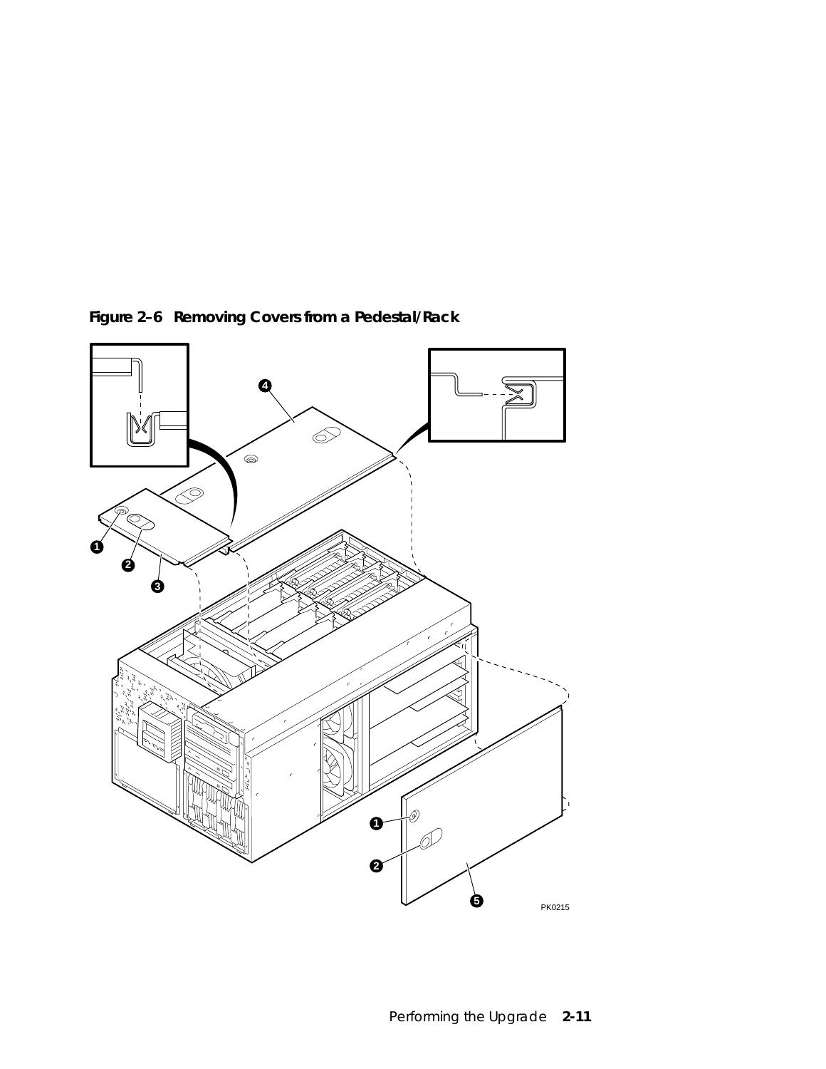**Figure 2–6 Removing Covers from a Pedestal/Rack**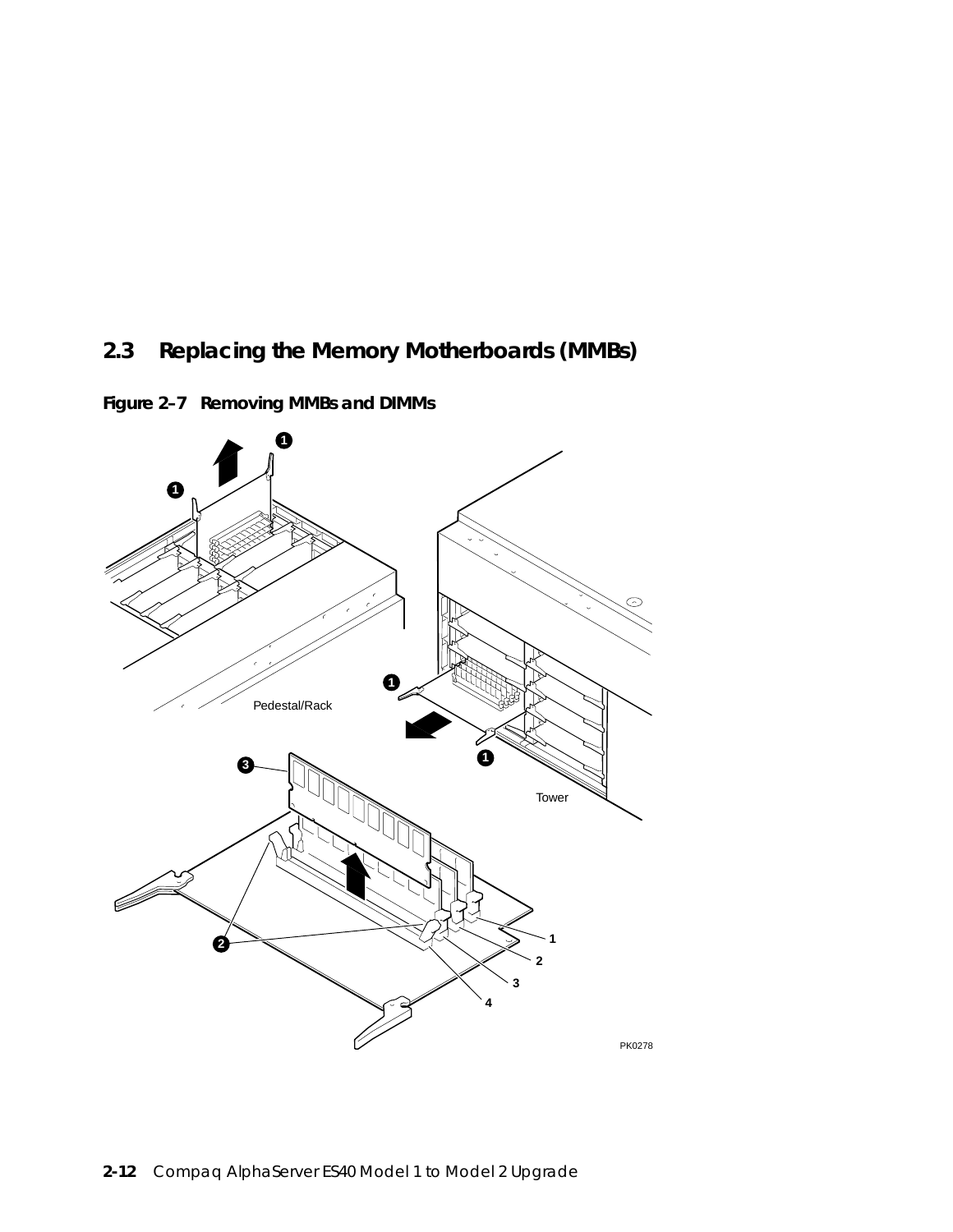## 2.3 Replacing the Memory Motherboards (MMBs)

**Figure 2–7 Removing MMBs and DIMMs**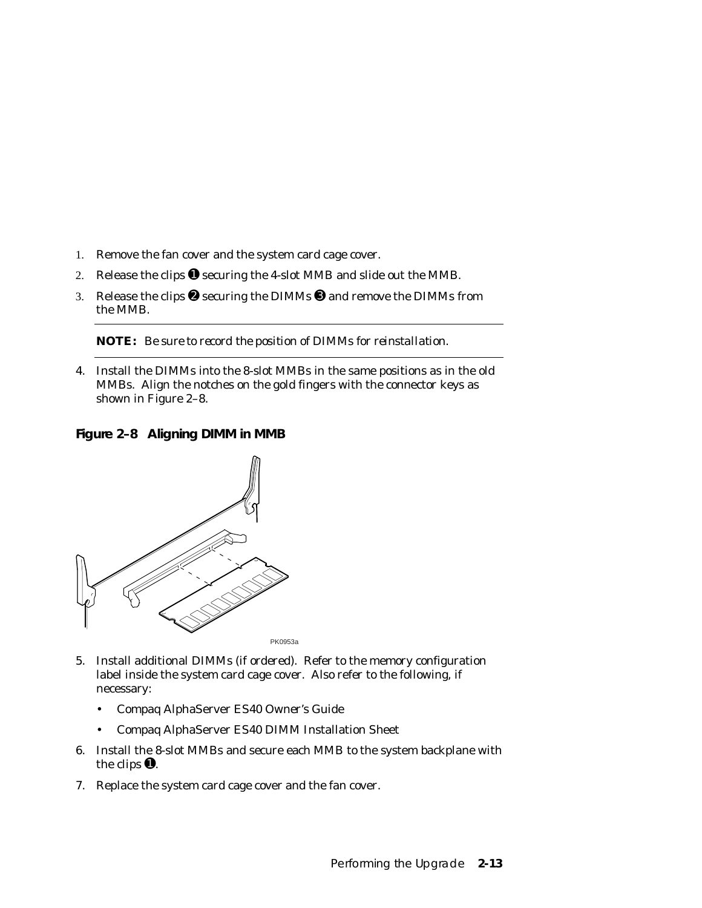1. Remove the fan cover and the system card cage cover.
2. Release the clips ❶ securing the 4-slot MMB and slide out the MMB.
3. Release the clips ❷ securing the DIMMs ❸ and remove the DIMMs from the MMB.

---

**NOTE:** Be sure to record the position of DIMMs for reinstallation.

---

4. Install the DIMMs into the 8-slot MMBs in the same positions as in the old MMBs. Align the notches on the gold fingers with the connector keys as shown in Figure 2–8.

**Figure 2–8 Aligning DIMM in MMB**

PK0953a

5. Install additional DIMMs (if ordered). Refer to the memory configuration label inside the system card cage cover. Also refer to the following, if necessary:
   - Compaq AlphaServer ES40 Owner's Guide
   - Compaq AlphaServer ES40 DIMM Installation Sheet
6. Install the 8-slot MMBs and secure each MMB to the system backplane with the clips ❶.
7. Replace the system card cage cover and the fan cover.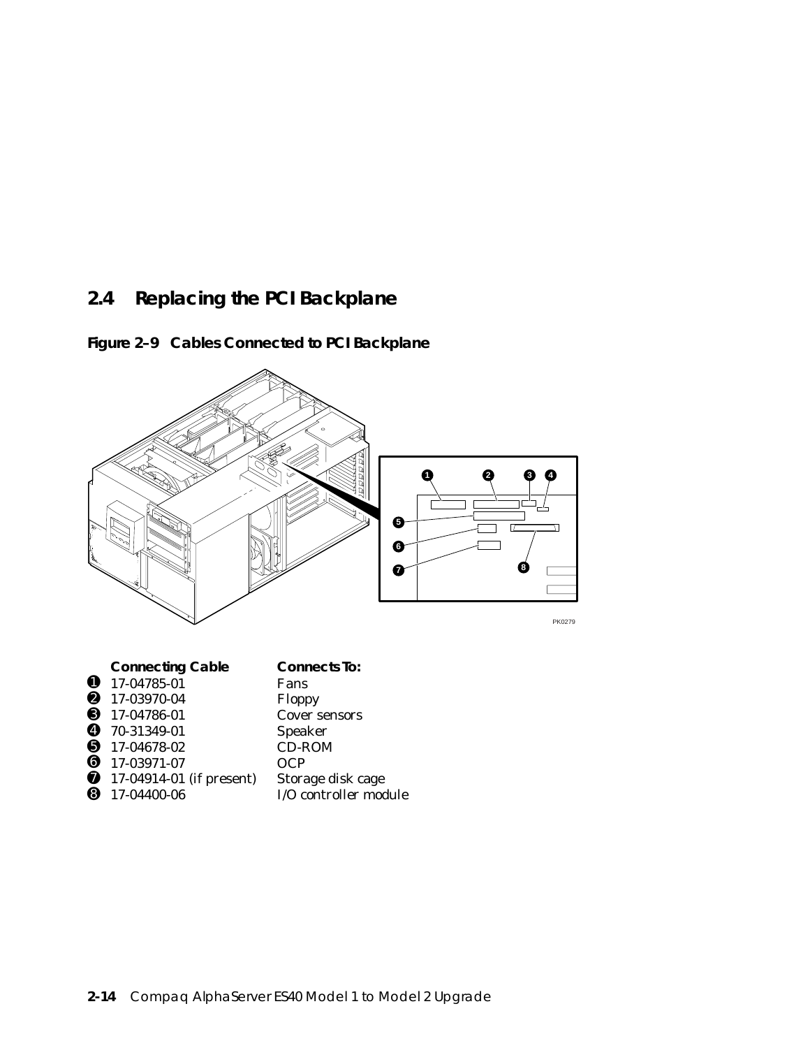## 2.4 Replacing the PCI Backplane

**Figure 2–9 Cables Connected to PCI Backplane**

| | Connecting Cable | Connects To: |
|---|---|---|
| 1 | 17-04785-01 | Fans |
| 2 | 17-03970-04 | Floppy |
| 3 | 17-04786-01 | Cover sensors |
| 4 | 70-31349-01 | Speaker |
| 5 | 17-04678-02 | CD-ROM |
| 6 | 17-03971-07 | OCP |
| 7 | 17-04914-01 (if present) | Storage disk cage |
| 8 | 17-04400-06 | I/O controller module |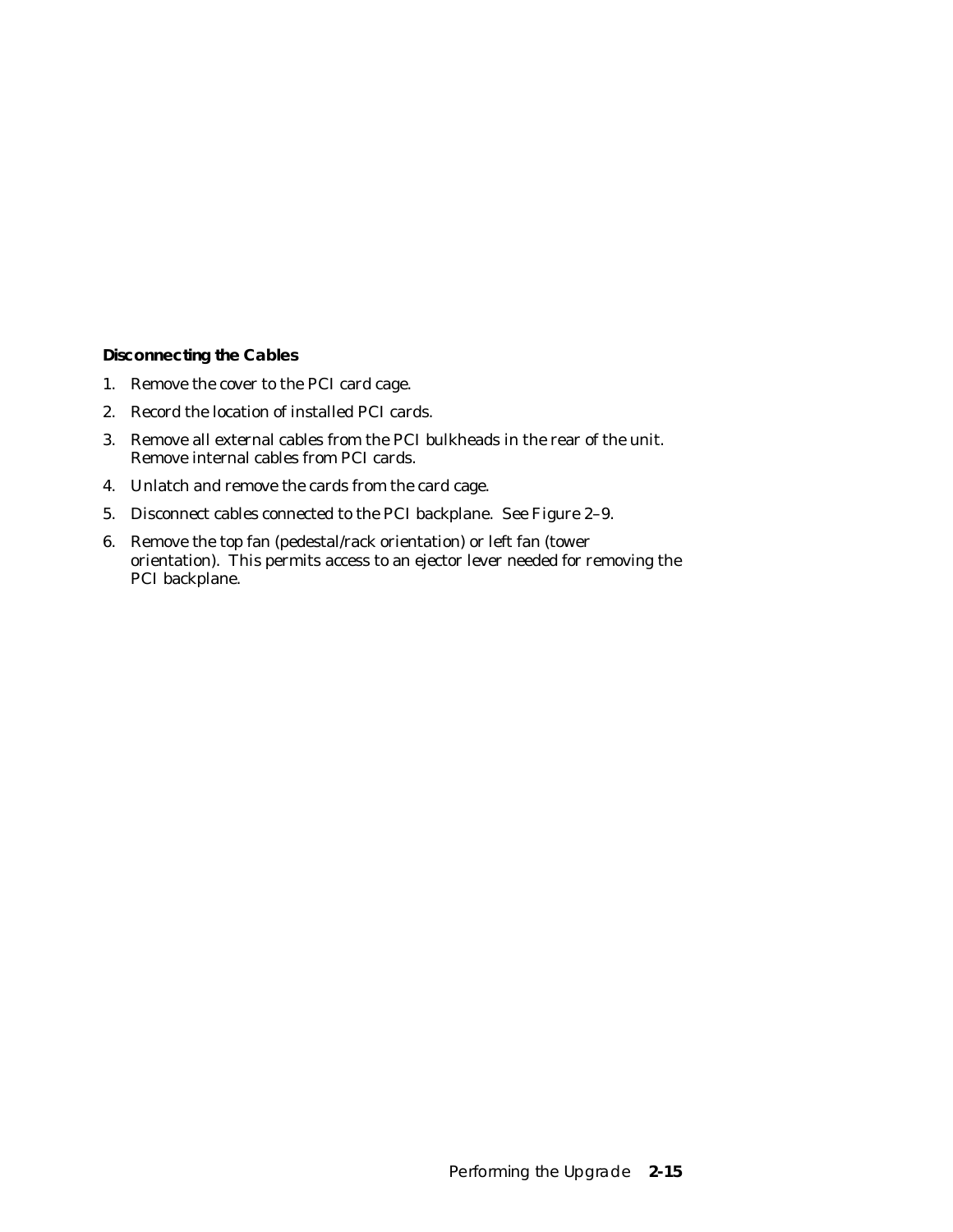**Disconnecting the Cables**

1. Remove the cover to the PCI card cage.
2. Record the location of installed PCI cards.
3. Remove all external cables from the PCI bulkheads in the rear of the unit. Remove internal cables from PCI cards.
4. Unlatch and remove the cards from the card cage.
5. Disconnect cables connected to the PCI backplane. See Figure 2–9.
6. Remove the top fan (pedestal/rack orientation) or left fan (tower orientation). This permits access to an ejector lever needed for removing the PCI backplane.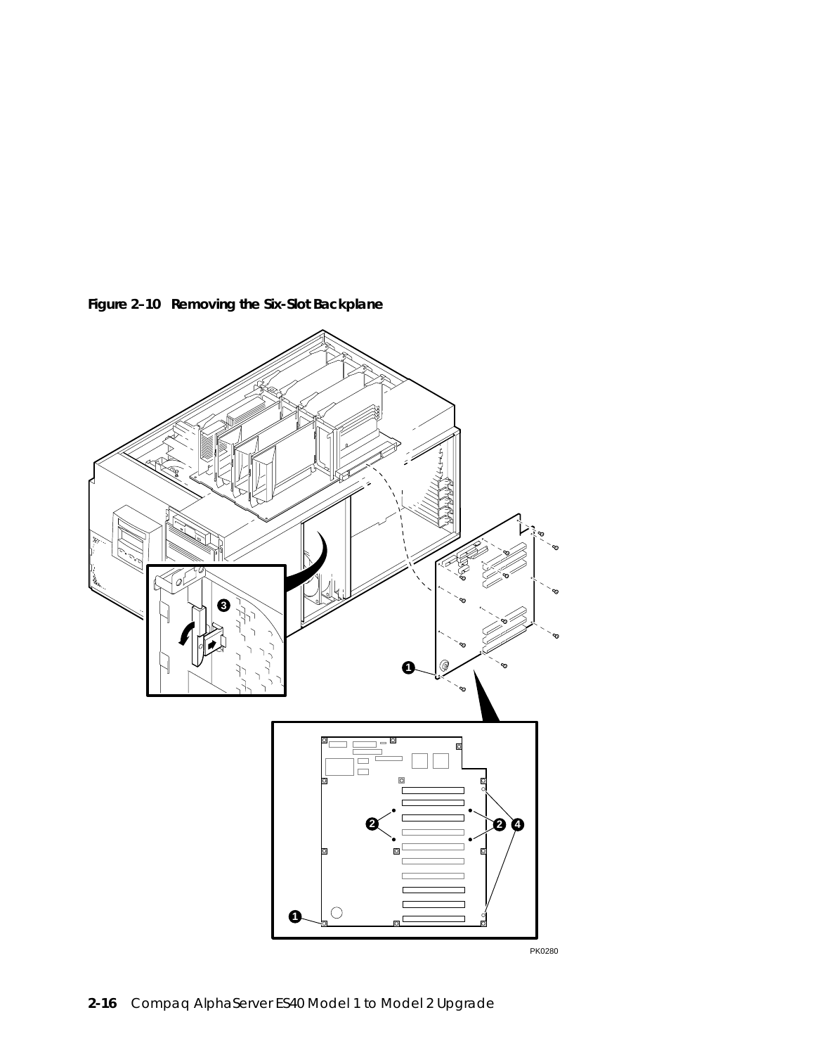**Figure 2–10 Removing the Six-Slot Backplane**

PK0280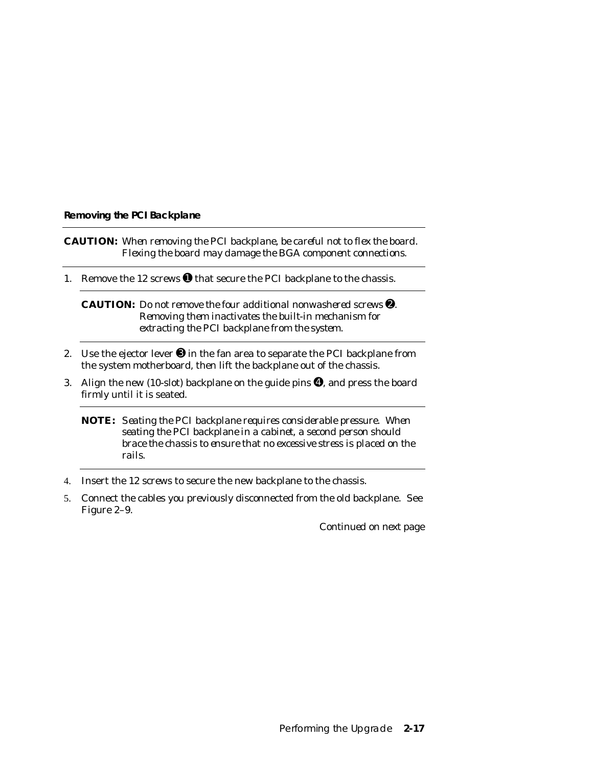#### Removing the PCI Backplane

---

**CAUTION:** *When removing the PCI backplane, be careful not to flex the board. Flexing the board may damage the BGA component connections.*

---

1. Remove the 12 screws ❶ that secure the PCI backplane to the chassis.

   ---

   **CAUTION:** *Do not remove the four additional nonwashered screws ❷. Removing them inactivates the built-in mechanism for extracting the PCI backplane from the system.*

   ---

2. Use the ejector lever ❸ in the fan area to separate the PCI backplane from the system motherboard, then lift the backplane out of the chassis.
3. Align the new (10-slot) backplane on the guide pins ❹, and press the board firmly until it is seated.

   ---

   **NOTE:** *Seating the PCI backplane requires considerable pressure. When seating the PCI backplane in a cabinet, a second person should brace the chassis to ensure that no excessive stress is placed on the rails.*

   ---

4. Insert the 12 screws to secure the new backplane to the chassis.
5. Connect the cables you previously disconnected from the old backplane. See Figure 2–9.

*Continued on next page*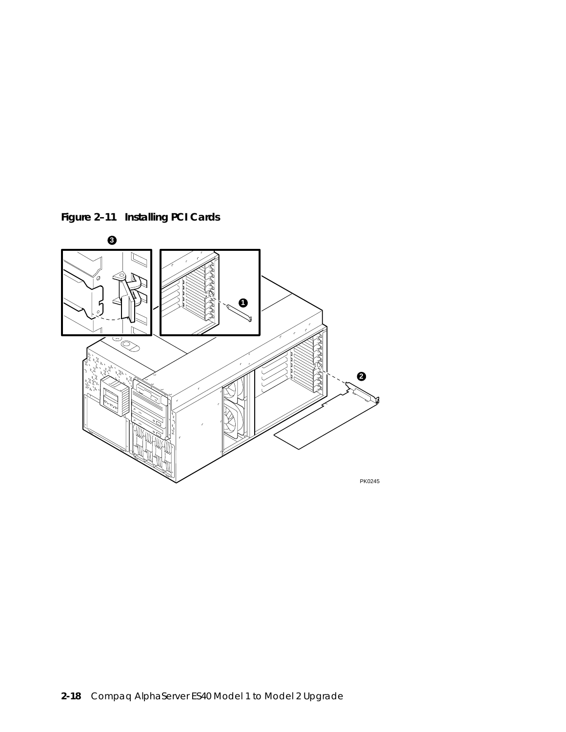**Figure 2–11 Installing PCI Cards**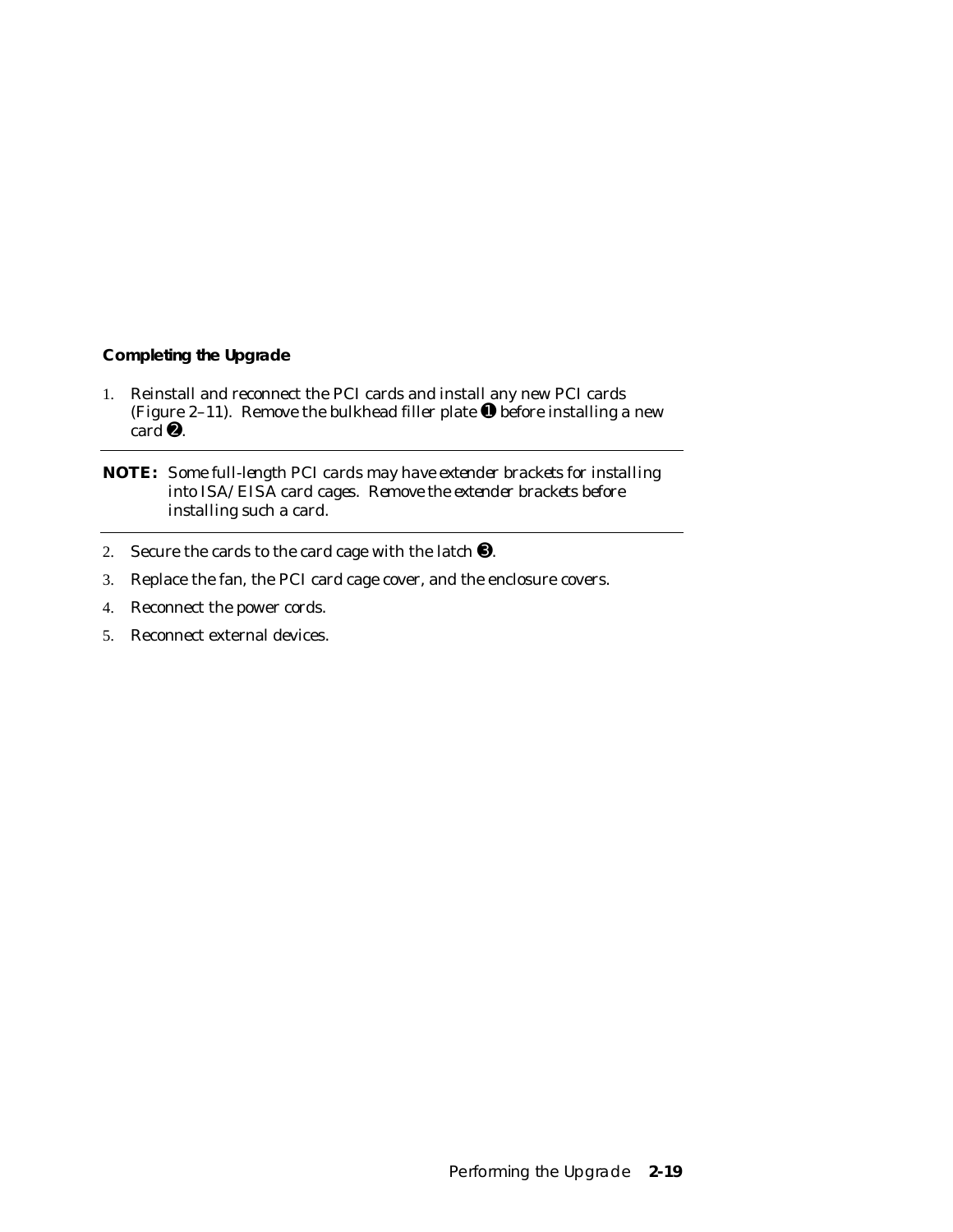### Completing the Upgrade

1. Reinstall and reconnect the PCI cards and install any new PCI cards (Figure 2–11). Remove the bulkhead filler plate ➊ before installing a new card ➋.

---

**NOTE:** *Some full-length PCI cards may have extender brackets for installing into ISA/EISA card cages. Remove the extender brackets before installing such a card.*

---

2. Secure the cards to the card cage with the latch ➌.
3. Replace the fan, the PCI card cage cover, and the enclosure covers.
4. Reconnect the power cords.
5. Reconnect external devices.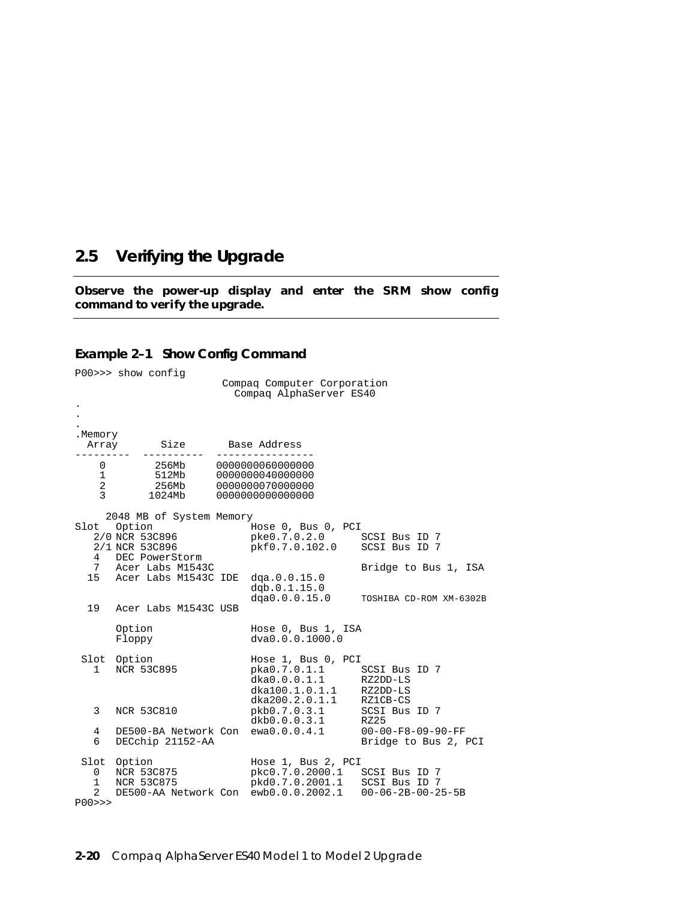## 2.5 Verifying the Upgrade

**Observe the power-up display and enter the SRM show config command to verify the upgrade.**

### Example 2–1 Show Config Command

```
P00>>> show config
                        Compaq Computer Corporation
                          Compaq AlphaServer ES40
.
.
.
.Memory
  Array       Size       Base Address
---------  ----------  ----------------
    0        256Mb     0000000060000000
    1        512Mb     0000000040000000
    2        256Mb     0000000070000000
    3       1024Mb     0000000000000000

     2048 MB of System Memory
Slot   Option                 Hose 0, Bus 0, PCI
   2/0 NCR 53C896             pke0.7.0.2.0      SCSI Bus ID 7
   2/1 NCR 53C896             pkf0.7.0.102.0    SCSI Bus ID 7
   4   DEC PowerStorm
   7   Acer Labs M1543C                         Bridge to Bus 1, ISA
  15   Acer Labs M1543C IDE  dqa.0.0.15.0
                              dqb.0.1.15.0
                              dqa0.0.0.15.0     TOSHIBA CD-ROM XM-6302B
  19   Acer Labs M1543C USB

       Option                 Hose 0, Bus 1, ISA
       Floppy                 dva0.0.0.1000.0

 Slot  Option                 Hose 1, Bus 0, PCI
   1   NCR 53C895             pka0.7.0.1.1      SCSI Bus ID 7
                              dka0.0.0.1.1      RZ2DD-LS
                              dka100.1.0.1.1    RZ2DD-LS
                              dka200.2.0.1.1    RZ1CB-CS
   3   NCR 53C810             pkb0.7.0.3.1      SCSI Bus ID 7
                              dkb0.0.0.3.1      RZ25
   4   DE500-BA Network Con  ewa0.0.0.4.1      00-00-F8-09-90-FF
   6   DECchip 21152-AA                         Bridge to Bus 2, PCI

 Slot  Option                 Hose 1, Bus 2, PCI
   0   NCR 53C875             pkc0.7.0.2000.1   SCSI Bus ID 7
   1   NCR 53C875             pkd0.7.0.2001.1   SCSI Bus ID 7
   2   DE500-AA Network Con  ewb0.0.0.2002.1   00-06-2B-00-25-5B
P00>>>
```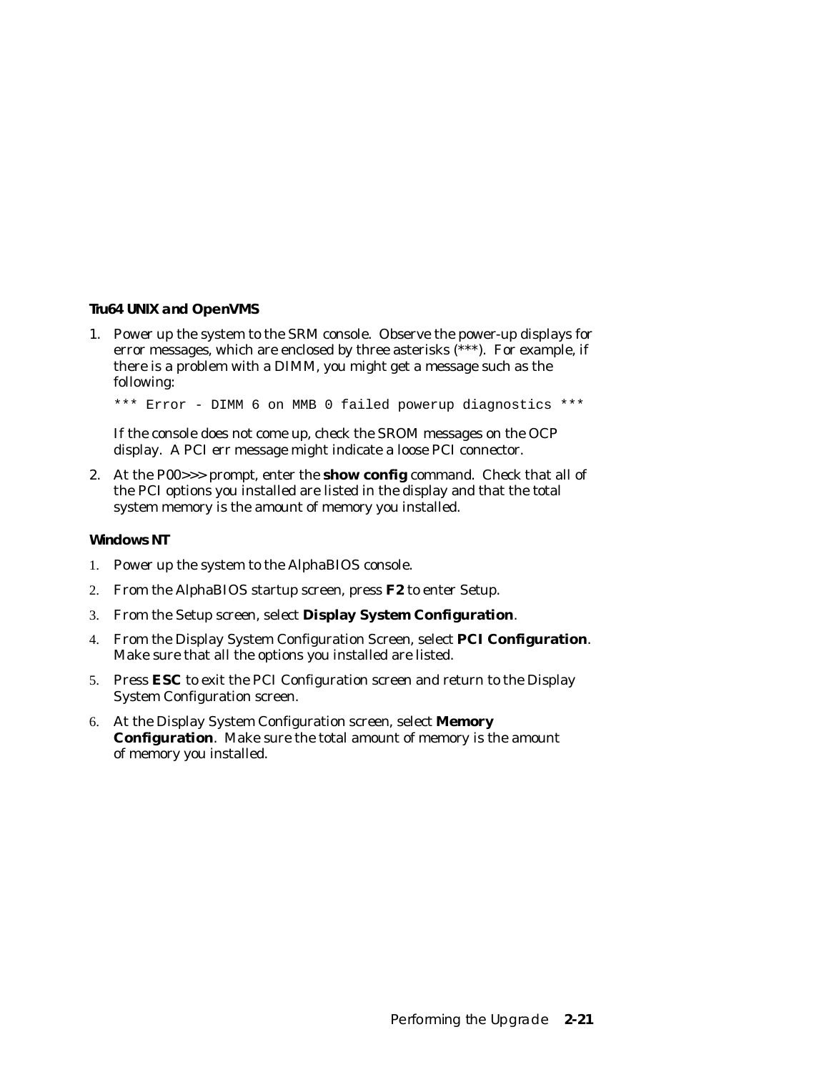**Tru64 UNIX and OpenVMS**

1. Power up the system to the SRM console. Observe the power-up displays for error messages, which are enclosed by three asterisks (***). For example, if there is a problem with a DIMM, you might get a message such as the following:

   ```
   *** Error - DIMM 6 on MMB 0 failed powerup diagnostics ***
   ```

   If the console does not come up, check the SROM messages on the OCP display. A PCI err message might indicate a loose PCI connector.

2. At the P00>>> prompt, enter the **show config** command. Check that all of the PCI options you installed are listed in the display and that the total system memory is the amount of memory you installed.

**Windows NT**

1. Power up the system to the AlphaBIOS console.
2. From the AlphaBIOS startup screen, press **F2** to enter Setup.
3. From the Setup screen, select **Display System Configuration**.
4. From the Display System Configuration Screen, select **PCI Configuration**. Make sure that all the options you installed are listed.
5. Press **ESC** to exit the PCI Configuration screen and return to the Display System Configuration screen.
6. At the Display System Configuration screen, select **Memory Configuration**. Make sure the total amount of memory is the amount of memory you installed.